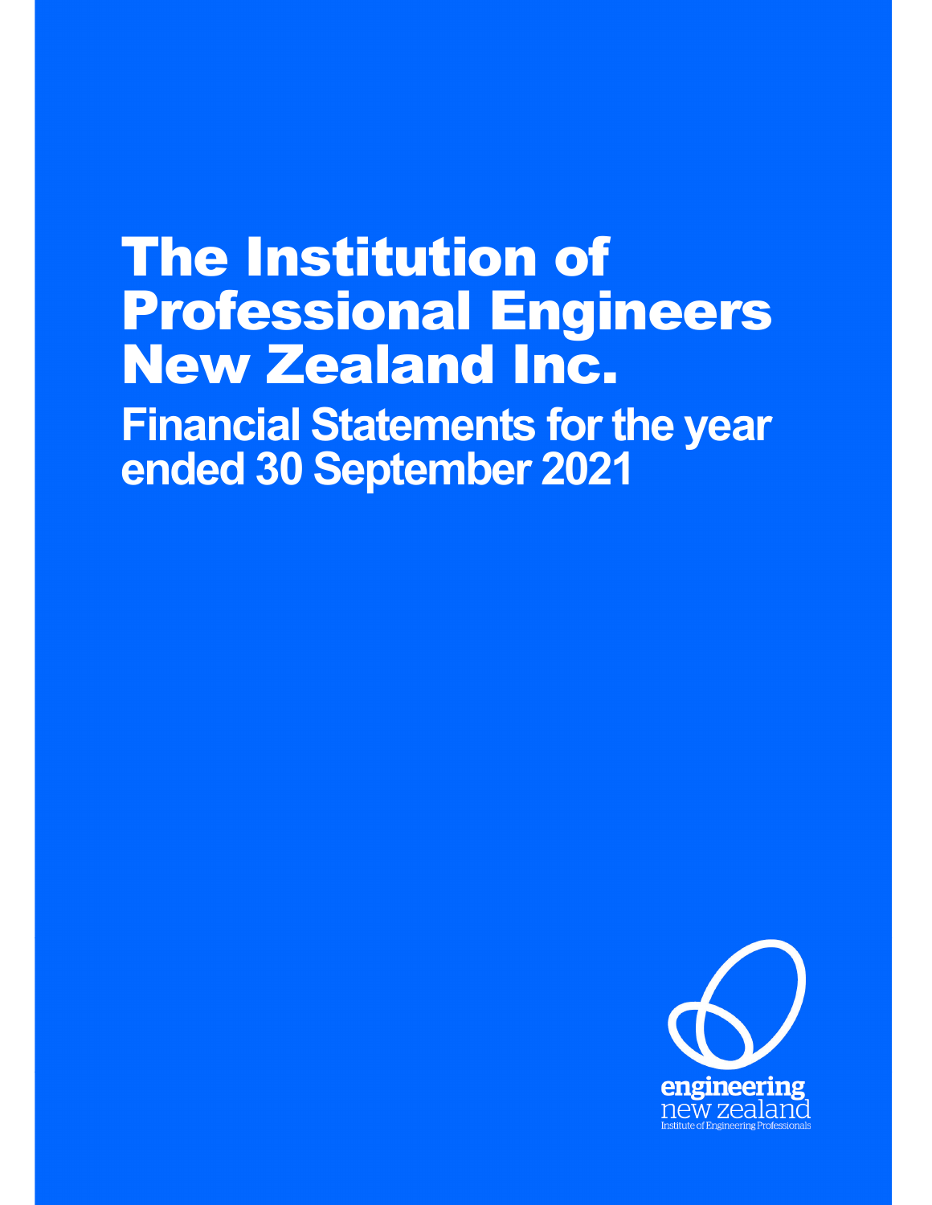# The Institution of Professional Engineers New Zealand Inc.

## Financial Statements for the year ended 30 September 2021

engineering new zealand

Institute of Engineering Professionals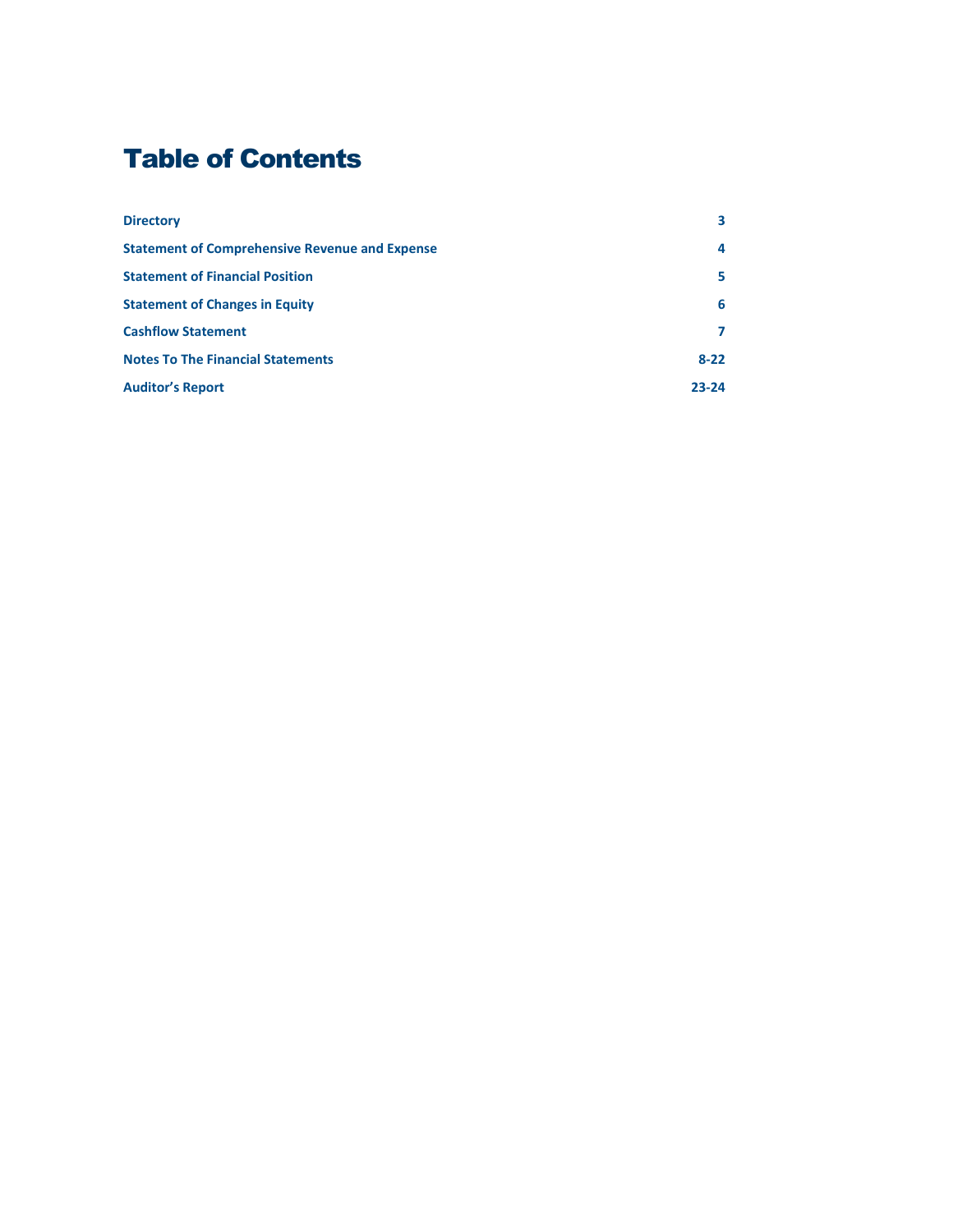# Table of Contents

| | |
|---|---|
| **Directory** | **3** |
| **Statement of Comprehensive Revenue and Expense** | **4** |
| **Statement of Financial Position** | **5** |
| **Statement of Changes in Equity** | **6** |
| **Cashflow Statement** | **7** |
| **Notes To The Financial Statements** | **8-22** |
| **Auditor's Report** | **23-24** |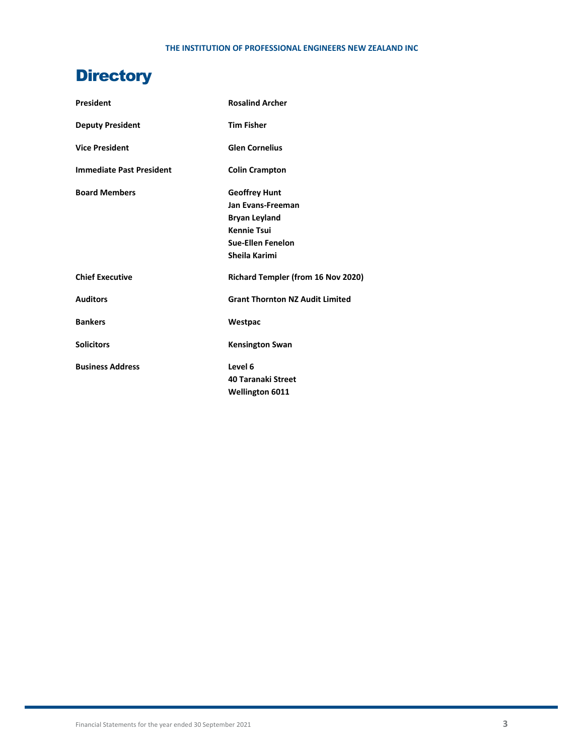# Directory

| | |
|---|---|
| **President** | **Rosalind Archer** |
| **Deputy President** | **Tim Fisher** |
| **Vice President** | **Glen Cornelius** |
| **Immediate Past President** | **Colin Crampton** |
| **Board Members** | **Geoffrey Hunt**<br>**Jan Evans-Freeman**<br>**Bryan Leyland**<br>**Kennie Tsui**<br>**Sue-Ellen Fenelon**<br>**Sheila Karimi** |
| **Chief Executive** | **Richard Templer (from 16 Nov 2020)** |
| **Auditors** | **Grant Thornton NZ Audit Limited** |
| **Bankers** | **Westpac** |
| **Solicitors** | **Kensington Swan** |
| **Business Address** | **Level 6**<br>**40 Taranaki Street**<br>**Wellington 6011** |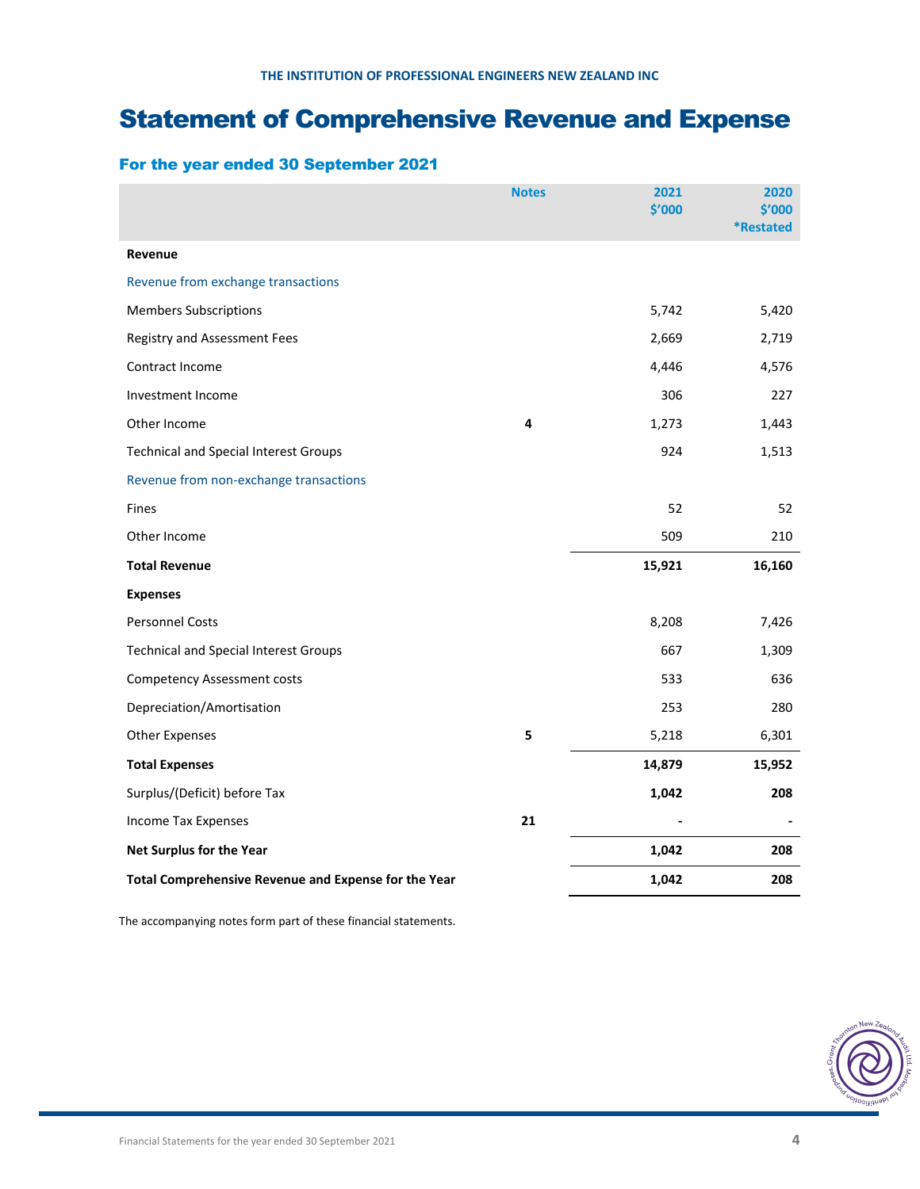THE INSTITUTION OF PROFESSIONAL ENGINEERS NEW ZEALAND INC

# Statement of Comprehensive Revenue and Expense

## For the year ended 30 September 2021

| | Notes | 2021 $'000 | 2020 $'000 *Restated |
|---|---|---|---|
| **Revenue** | | | |
| Revenue from exchange transactions | | | |
| Members Subscriptions | | 5,742 | 5,420 |
| Registry and Assessment Fees | | 2,669 | 2,719 |
| Contract Income | | 4,446 | 4,576 |
| Investment Income | | 306 | 227 |
| Other Income | **4** | 1,273 | 1,443 |
| Technical and Special Interest Groups | | 924 | 1,513 |
| Revenue from non-exchange transactions | | | |
| Fines | | 52 | 52 |
| Other Income | | 509 | 210 |
| **Total Revenue** | | **15,921** | **16,160** |
| **Expenses** | | | |
| Personnel Costs | | 8,208 | 7,426 |
| Technical and Special Interest Groups | | 667 | 1,309 |
| Competency Assessment costs | | 533 | 636 |
| Depreciation/Amortisation | | 253 | 280 |
| Other Expenses | **5** | 5,218 | 6,301 |
| **Total Expenses** | | **14,879** | **15,952** |
| Surplus/(Deficit) before Tax | | **1,042** | **208** |
| Income Tax Expenses | **21** | **-** | **-** |
| **Net Surplus for the Year** | | **1,042** | **208** |
| **Total Comprehensive Revenue and Expense for the Year** | | **1,042** | **208** |

The accompanying notes form part of these financial statements.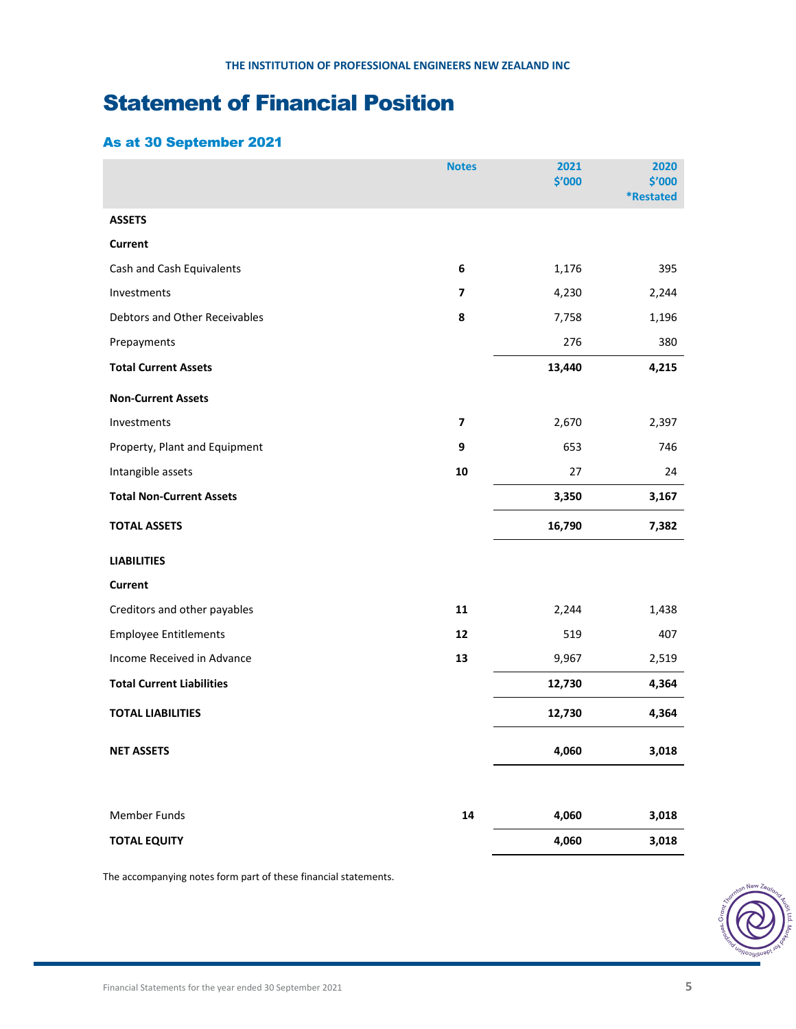THE INSTITUTION OF PROFESSIONAL ENGINEERS NEW ZEALAND INC

# Statement of Financial Position

## As at 30 September 2021

| | Notes | 2021 $'000 | 2020 $'000 *Restated |
|---|---|---|---|
| **ASSETS** | | | |
| **Current** | | | |
| Cash and Cash Equivalents | **6** | 1,176 | 395 |
| Investments | **7** | 4,230 | 2,244 |
| Debtors and Other Receivables | **8** | 7,758 | 1,196 |
| Prepayments | | 276 | 380 |
| **Total Current Assets** | | **13,440** | **4,215** |
| **Non-Current Assets** | | | |
| Investments | **7** | 2,670 | 2,397 |
| Property, Plant and Equipment | **9** | 653 | 746 |
| Intangible assets | **10** | 27 | 24 |
| **Total Non-Current Assets** | | **3,350** | **3,167** |
| **TOTAL ASSETS** | | **16,790** | **7,382** |
| **LIABILITIES** | | | |
| **Current** | | | |
| Creditors and other payables | **11** | 2,244 | 1,438 |
| Employee Entitlements | **12** | 519 | 407 |
| Income Received in Advance | **13** | 9,967 | 2,519 |
| **Total Current Liabilities** | | **12,730** | **4,364** |
| **TOTAL LIABILITIES** | | **12,730** | **4,364** |
| **NET ASSETS** | | **4,060** | **3,018** |
| Member Funds | **14** | **4,060** | **3,018** |
| **TOTAL EQUITY** | | **4,060** | **3,018** |

The accompanying notes form part of these financial statements.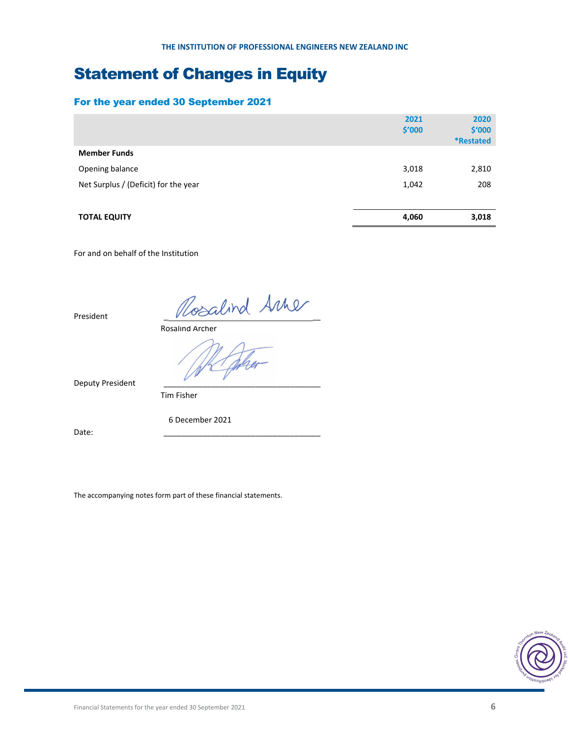## Statement of Changes in Equity

### For the year ended 30 September 2021

| | 2021 $'000 | 2020 $'000 *Restated |
|---|---|---|
| **Member Funds** | | |
| Opening balance | 3,018 | 2,810 |
| Net Surplus / (Deficit) for the year | 1,042 | 208 |
| **TOTAL EQUITY** | **4,060** | **3,018** |

For and on behalf of the Institution

President

Rosalind Archer

Deputy President

Tim Fisher

Date: 6 December 2021

The accompanying notes form part of these financial statements.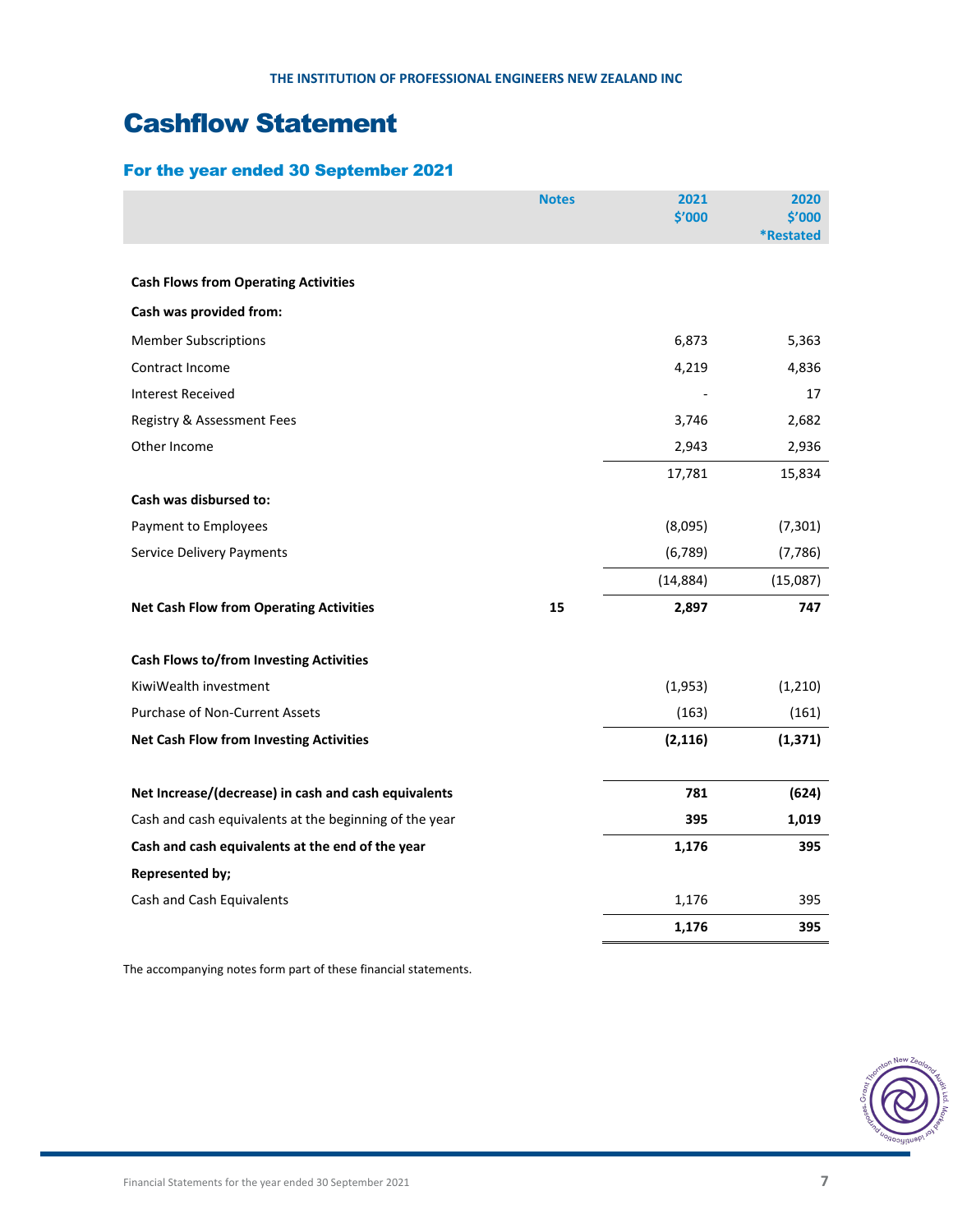THE INSTITUTION OF PROFESSIONAL ENGINEERS NEW ZEALAND INC

# Cashflow Statement

## For the year ended 30 September 2021

| | Notes | 2021 $'000 | 2020 $'000 *Restated |
|---|---|---|---|
| **Cash Flows from Operating Activities** | | | |
| **Cash was provided from:** | | | |
| Member Subscriptions | | 6,873 | 5,363 |
| Contract Income | | 4,219 | 4,836 |
| Interest Received | | - | 17 |
| Registry & Assessment Fees | | 3,746 | 2,682 |
| Other Income | | 2,943 | 2,936 |
| | | 17,781 | 15,834 |
| **Cash was disbursed to:** | | | |
| Payment to Employees | | (8,095) | (7,301) |
| Service Delivery Payments | | (6,789) | (7,786) |
| | | (14,884) | (15,087) |
| **Net Cash Flow from Operating Activities** | **15** | **2,897** | **747** |
| **Cash Flows to/from Investing Activities** | | | |
| KiwiWealth investment | | (1,953) | (1,210) |
| Purchase of Non-Current Assets | | (163) | (161) |
| **Net Cash Flow from Investing Activities** | | **(2,116)** | **(1,371)** |
| **Net Increase/(decrease) in cash and cash equivalents** | | **781** | **(624)** |
| Cash and cash equivalents at the beginning of the year | | **395** | **1,019** |
| **Cash and cash equivalents at the end of the year** | | **1,176** | **395** |
| **Represented by;** | | | |
| Cash and Cash Equivalents | | 1,176 | 395 |
| | | **1,176** | **395** |

The accompanying notes form part of these financial statements.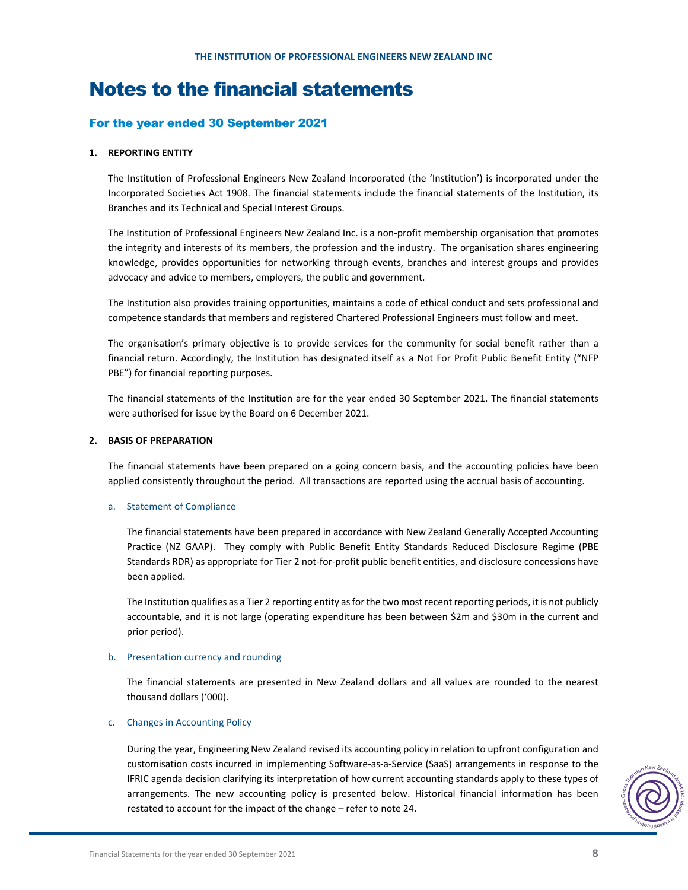# Notes to the financial statements

## For the year ended 30 September 2021

### 1. REPORTING ENTITY

The Institution of Professional Engineers New Zealand Incorporated (the 'Institution') is incorporated under the Incorporated Societies Act 1908. The financial statements include the financial statements of the Institution, its Branches and its Technical and Special Interest Groups.

The Institution of Professional Engineers New Zealand Inc. is a non-profit membership organisation that promotes the integrity and interests of its members, the profession and the industry. The organisation shares engineering knowledge, provides opportunities for networking through events, branches and interest groups and provides advocacy and advice to members, employers, the public and government.

The Institution also provides training opportunities, maintains a code of ethical conduct and sets professional and competence standards that members and registered Chartered Professional Engineers must follow and meet.

The organisation's primary objective is to provide services for the community for social benefit rather than a financial return. Accordingly, the Institution has designated itself as a Not For Profit Public Benefit Entity ("NFP PBE") for financial reporting purposes.

The financial statements of the Institution are for the year ended 30 September 2021. The financial statements were authorised for issue by the Board on 6 December 2021.

### 2. BASIS OF PREPARATION

The financial statements have been prepared on a going concern basis, and the accounting policies have been applied consistently throughout the period. All transactions are reported using the accrual basis of accounting.

#### a. Statement of Compliance

The financial statements have been prepared in accordance with New Zealand Generally Accepted Accounting Practice (NZ GAAP). They comply with Public Benefit Entity Standards Reduced Disclosure Regime (PBE Standards RDR) as appropriate for Tier 2 not-for-profit public benefit entities, and disclosure concessions have been applied.

The Institution qualifies as a Tier 2 reporting entity as for the two most recent reporting periods, it is not publicly accountable, and it is not large (operating expenditure has been between $2m and $30m in the current and prior period).

#### b. Presentation currency and rounding

The financial statements are presented in New Zealand dollars and all values are rounded to the nearest thousand dollars ('000).

#### c. Changes in Accounting Policy

During the year, Engineering New Zealand revised its accounting policy in relation to upfront configuration and customisation costs incurred in implementing Software-as-a-Service (SaaS) arrangements in response to the IFRIC agenda decision clarifying its interpretation of how current accounting standards apply to these types of arrangements. The new accounting policy is presented below. Historical financial information has been restated to account for the impact of the change – refer to note 24.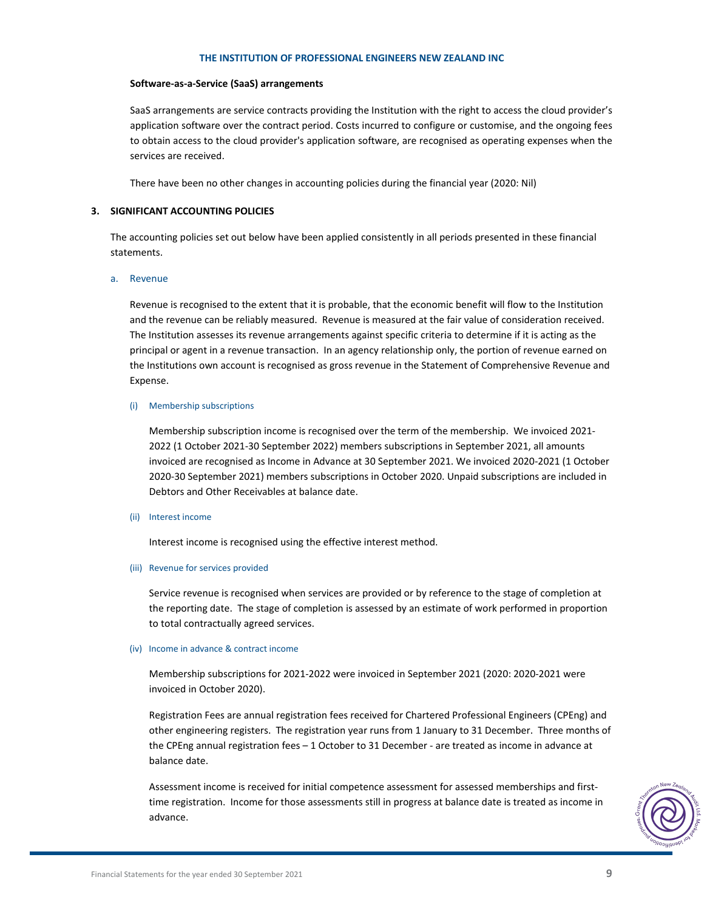**Software-as-a-Service (SaaS) arrangements**

SaaS arrangements are service contracts providing the Institution with the right to access the cloud provider's application software over the contract period. Costs incurred to configure or customise, and the ongoing fees to obtain access to the cloud provider's application software, are recognised as operating expenses when the services are received.

There have been no other changes in accounting policies during the financial year (2020: Nil)

## 3. SIGNIFICANT ACCOUNTING POLICIES

The accounting policies set out below have been applied consistently in all periods presented in these financial statements.

### a. Revenue

Revenue is recognised to the extent that it is probable, that the economic benefit will flow to the Institution and the revenue can be reliably measured. Revenue is measured at the fair value of consideration received. The Institution assesses its revenue arrangements against specific criteria to determine if it is acting as the principal or agent in a revenue transaction. In an agency relationship only, the portion of revenue earned on the Institutions own account is recognised as gross revenue in the Statement of Comprehensive Revenue and Expense.

#### (i) Membership subscriptions

Membership subscription income is recognised over the term of the membership. We invoiced 2021-2022 (1 October 2021-30 September 2022) members subscriptions in September 2021, all amounts invoiced are recognised as Income in Advance at 30 September 2021. We invoiced 2020-2021 (1 October 2020-30 September 2021) members subscriptions in October 2020. Unpaid subscriptions are included in Debtors and Other Receivables at balance date.

#### (ii) Interest income

Interest income is recognised using the effective interest method.

#### (iii) Revenue for services provided

Service revenue is recognised when services are provided or by reference to the stage of completion at the reporting date. The stage of completion is assessed by an estimate of work performed in proportion to total contractually agreed services.

#### (iv) Income in advance & contract income

Membership subscriptions for 2021-2022 were invoiced in September 2021 (2020: 2020-2021 were invoiced in October 2020).

Registration Fees are annual registration fees received for Chartered Professional Engineers (CPEng) and other engineering registers. The registration year runs from 1 January to 31 December. Three months of the CPEng annual registration fees – 1 October to 31 December - are treated as income in advance at balance date.

Assessment income is received for initial competence assessment for assessed memberships and first-time registration. Income for those assessments still in progress at balance date is treated as income in advance.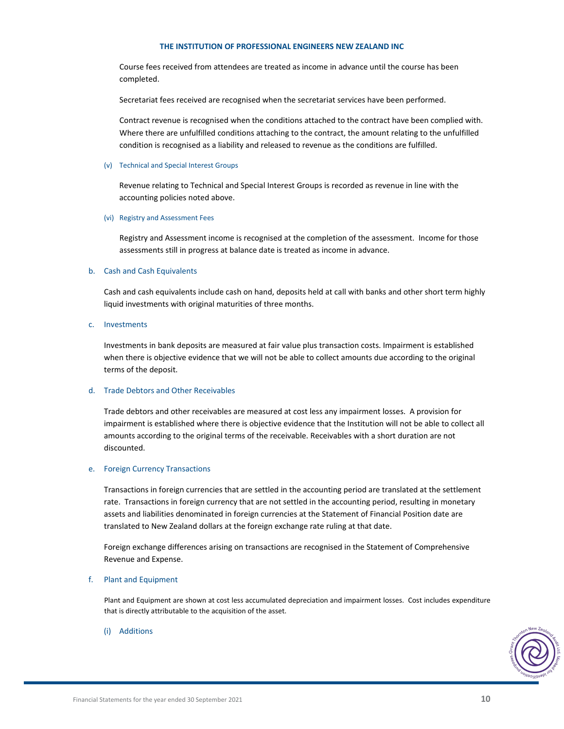Course fees received from attendees are treated as income in advance until the course has been completed.

Secretariat fees received are recognised when the secretariat services have been performed.

Contract revenue is recognised when the conditions attached to the contract have been complied with. Where there are unfulfilled conditions attaching to the contract, the amount relating to the unfulfilled condition is recognised as a liability and released to revenue as the conditions are fulfilled.

(v) Technical and Special Interest Groups

Revenue relating to Technical and Special Interest Groups is recorded as revenue in line with the accounting policies noted above.

(vi) Registry and Assessment Fees

Registry and Assessment income is recognised at the completion of the assessment. Income for those assessments still in progress at balance date is treated as income in advance.

### b. Cash and Cash Equivalents

Cash and cash equivalents include cash on hand, deposits held at call with banks and other short term highly liquid investments with original maturities of three months.

### c. Investments

Investments in bank deposits are measured at fair value plus transaction costs. Impairment is established when there is objective evidence that we will not be able to collect amounts due according to the original terms of the deposit.

### d. Trade Debtors and Other Receivables

Trade debtors and other receivables are measured at cost less any impairment losses. A provision for impairment is established where there is objective evidence that the Institution will not be able to collect all amounts according to the original terms of the receivable. Receivables with a short duration are not discounted.

### e. Foreign Currency Transactions

Transactions in foreign currencies that are settled in the accounting period are translated at the settlement rate. Transactions in foreign currency that are not settled in the accounting period, resulting in monetary assets and liabilities denominated in foreign currencies at the Statement of Financial Position date are translated to New Zealand dollars at the foreign exchange rate ruling at that date.

Foreign exchange differences arising on transactions are recognised in the Statement of Comprehensive Revenue and Expense.

### f. Plant and Equipment

Plant and Equipment are shown at cost less accumulated depreciation and impairment losses. Cost includes expenditure that is directly attributable to the acquisition of the asset.

(i) Additions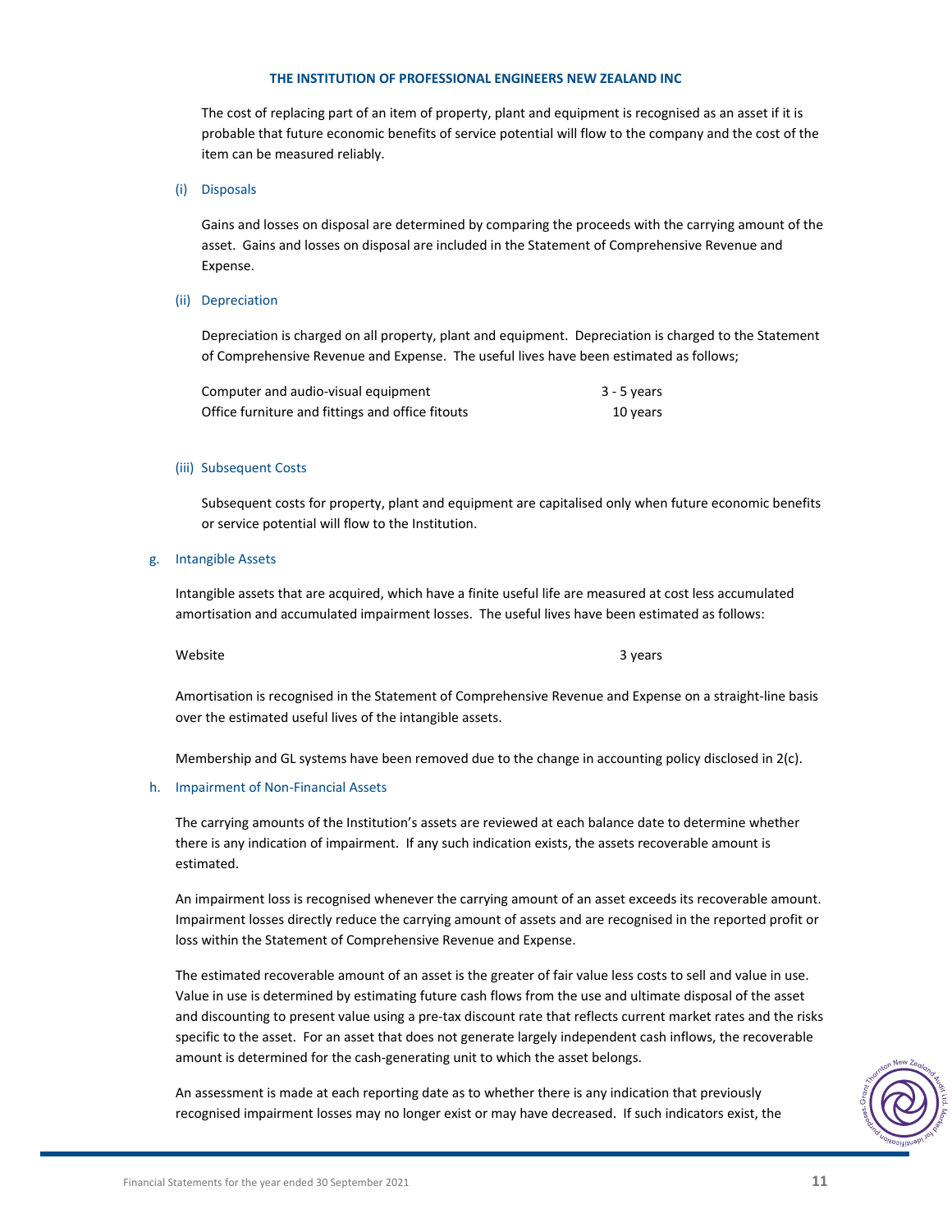The cost of replacing part of an item of property, plant and equipment is recognised as an asset if it is probable that future economic benefits of service potential will flow to the company and the cost of the item can be measured reliably.

#### (i) Disposals

Gains and losses on disposal are determined by comparing the proceeds with the carrying amount of the asset. Gains and losses on disposal are included in the Statement of Comprehensive Revenue and Expense.

#### (ii) Depreciation

Depreciation is charged on all property, plant and equipment. Depreciation is charged to the Statement of Comprehensive Revenue and Expense. The useful lives have been estimated as follows;

| | |
|---|---|
| Computer and audio-visual equipment | 3 - 5 years |
| Office furniture and fittings and office fitouts | 10 years |

#### (iii) Subsequent Costs

Subsequent costs for property, plant and equipment are capitalised only when future economic benefits or service potential will flow to the Institution.

### g. Intangible Assets

Intangible assets that are acquired, which have a finite useful life are measured at cost less accumulated amortisation and accumulated impairment losses. The useful lives have been estimated as follows:

| | |
|---|---|
| Website | 3 years |

Amortisation is recognised in the Statement of Comprehensive Revenue and Expense on a straight-line basis over the estimated useful lives of the intangible assets.

Membership and GL systems have been removed due to the change in accounting policy disclosed in 2(c).

### h. Impairment of Non-Financial Assets

The carrying amounts of the Institution's assets are reviewed at each balance date to determine whether there is any indication of impairment. If any such indication exists, the assets recoverable amount is estimated.

An impairment loss is recognised whenever the carrying amount of an asset exceeds its recoverable amount. Impairment losses directly reduce the carrying amount of assets and are recognised in the reported profit or loss within the Statement of Comprehensive Revenue and Expense.

The estimated recoverable amount of an asset is the greater of fair value less costs to sell and value in use. Value in use is determined by estimating future cash flows from the use and ultimate disposal of the asset and discounting to present value using a pre-tax discount rate that reflects current market rates and the risks specific to the asset. For an asset that does not generate largely independent cash inflows, the recoverable amount is determined for the cash-generating unit to which the asset belongs.

An assessment is made at each reporting date as to whether there is any indication that previously recognised impairment losses may no longer exist or may have decreased. If such indicators exist, the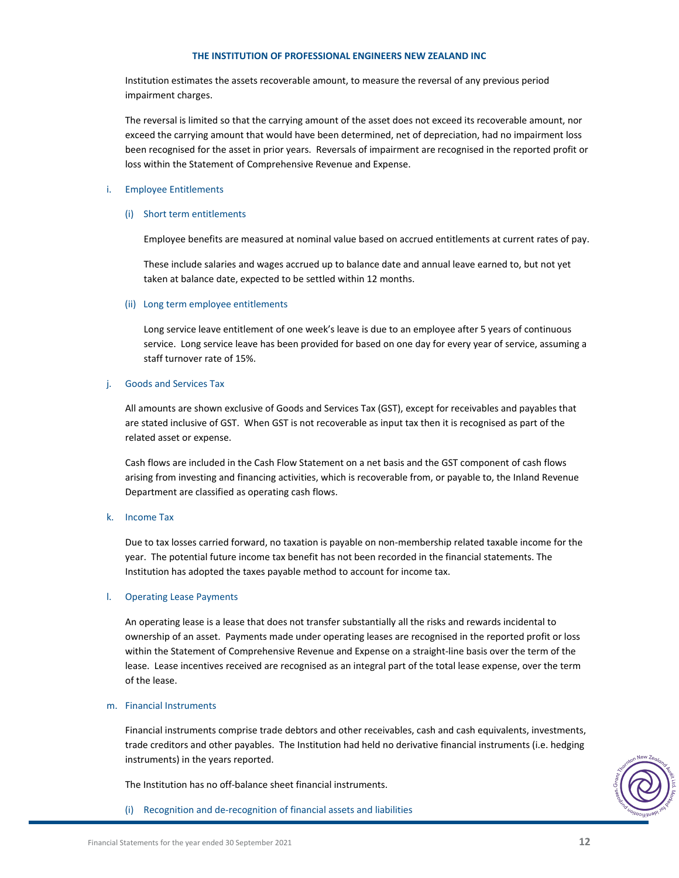Institution estimates the assets recoverable amount, to measure the reversal of any previous period impairment charges.

The reversal is limited so that the carrying amount of the asset does not exceed its recoverable amount, nor exceed the carrying amount that would have been determined, net of depreciation, had no impairment loss been recognised for the asset in prior years. Reversals of impairment are recognised in the reported profit or loss within the Statement of Comprehensive Revenue and Expense.

### i. Employee Entitlements

#### (i) Short term entitlements

Employee benefits are measured at nominal value based on accrued entitlements at current rates of pay.

These include salaries and wages accrued up to balance date and annual leave earned to, but not yet taken at balance date, expected to be settled within 12 months.

#### (ii) Long term employee entitlements

Long service leave entitlement of one week's leave is due to an employee after 5 years of continuous service. Long service leave has been provided for based on one day for every year of service, assuming a staff turnover rate of 15%.

### j. Goods and Services Tax

All amounts are shown exclusive of Goods and Services Tax (GST), except for receivables and payables that are stated inclusive of GST. When GST is not recoverable as input tax then it is recognised as part of the related asset or expense.

Cash flows are included in the Cash Flow Statement on a net basis and the GST component of cash flows arising from investing and financing activities, which is recoverable from, or payable to, the Inland Revenue Department are classified as operating cash flows.

### k. Income Tax

Due to tax losses carried forward, no taxation is payable on non-membership related taxable income for the year. The potential future income tax benefit has not been recorded in the financial statements. The Institution has adopted the taxes payable method to account for income tax.

### l. Operating Lease Payments

An operating lease is a lease that does not transfer substantially all the risks and rewards incidental to ownership of an asset. Payments made under operating leases are recognised in the reported profit or loss within the Statement of Comprehensive Revenue and Expense on a straight-line basis over the term of the lease. Lease incentives received are recognised as an integral part of the total lease expense, over the term of the lease.

### m. Financial Instruments

Financial instruments comprise trade debtors and other receivables, cash and cash equivalents, investments, trade creditors and other payables. The Institution had held no derivative financial instruments (i.e. hedging instruments) in the years reported.

The Institution has no off-balance sheet financial instruments.

#### (i) Recognition and de-recognition of financial assets and liabilities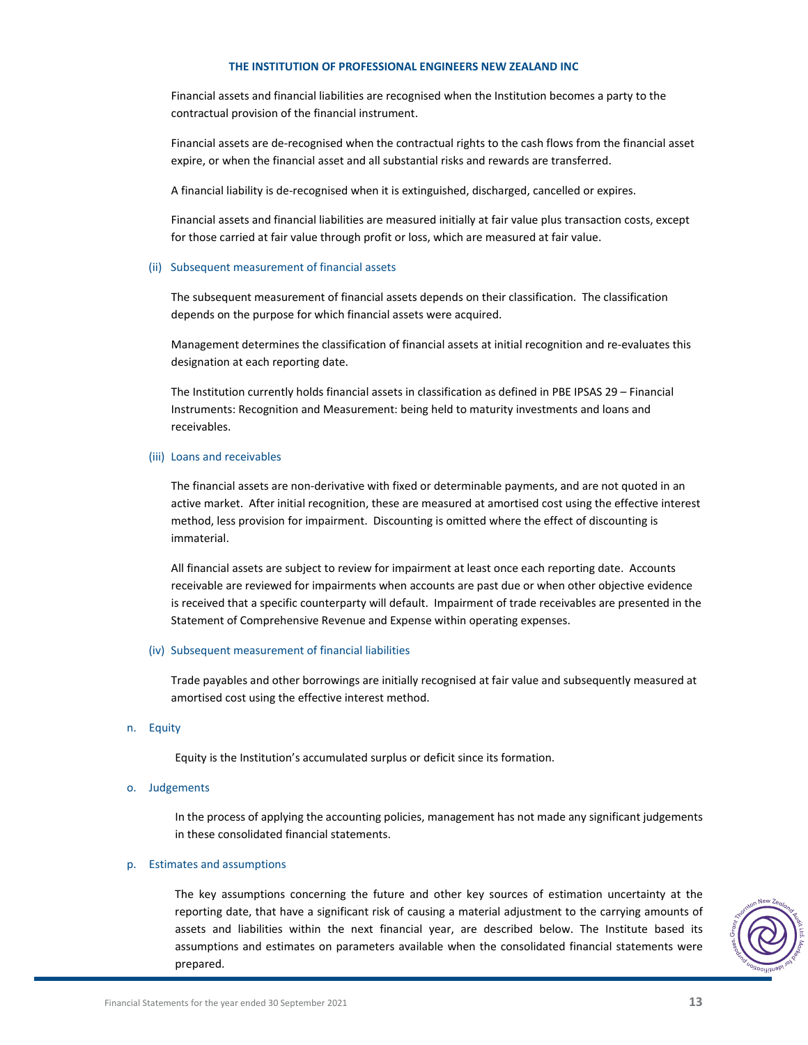Financial assets and financial liabilities are recognised when the Institution becomes a party to the contractual provision of the financial instrument.

Financial assets are de-recognised when the contractual rights to the cash flows from the financial asset expire, or when the financial asset and all substantial risks and rewards are transferred.

A financial liability is de-recognised when it is extinguished, discharged, cancelled or expires.

Financial assets and financial liabilities are measured initially at fair value plus transaction costs, except for those carried at fair value through profit or loss, which are measured at fair value.

(ii) Subsequent measurement of financial assets

The subsequent measurement of financial assets depends on their classification. The classification depends on the purpose for which financial assets were acquired.

Management determines the classification of financial assets at initial recognition and re-evaluates this designation at each reporting date.

The Institution currently holds financial assets in classification as defined in PBE IPSAS 29 – Financial Instruments: Recognition and Measurement: being held to maturity investments and loans and receivables.

(iii) Loans and receivables

The financial assets are non-derivative with fixed or determinable payments, and are not quoted in an active market. After initial recognition, these are measured at amortised cost using the effective interest method, less provision for impairment. Discounting is omitted where the effect of discounting is immaterial.

All financial assets are subject to review for impairment at least once each reporting date. Accounts receivable are reviewed for impairments when accounts are past due or when other objective evidence is received that a specific counterparty will default. Impairment of trade receivables are presented in the Statement of Comprehensive Revenue and Expense within operating expenses.

(iv) Subsequent measurement of financial liabilities

Trade payables and other borrowings are initially recognised at fair value and subsequently measured at amortised cost using the effective interest method.

n. Equity

Equity is the Institution's accumulated surplus or deficit since its formation.

o. Judgements

In the process of applying the accounting policies, management has not made any significant judgements in these consolidated financial statements.

p. Estimates and assumptions

The key assumptions concerning the future and other key sources of estimation uncertainty at the reporting date, that have a significant risk of causing a material adjustment to the carrying amounts of assets and liabilities within the next financial year, are described below. The Institute based its assumptions and estimates on parameters available when the consolidated financial statements were prepared.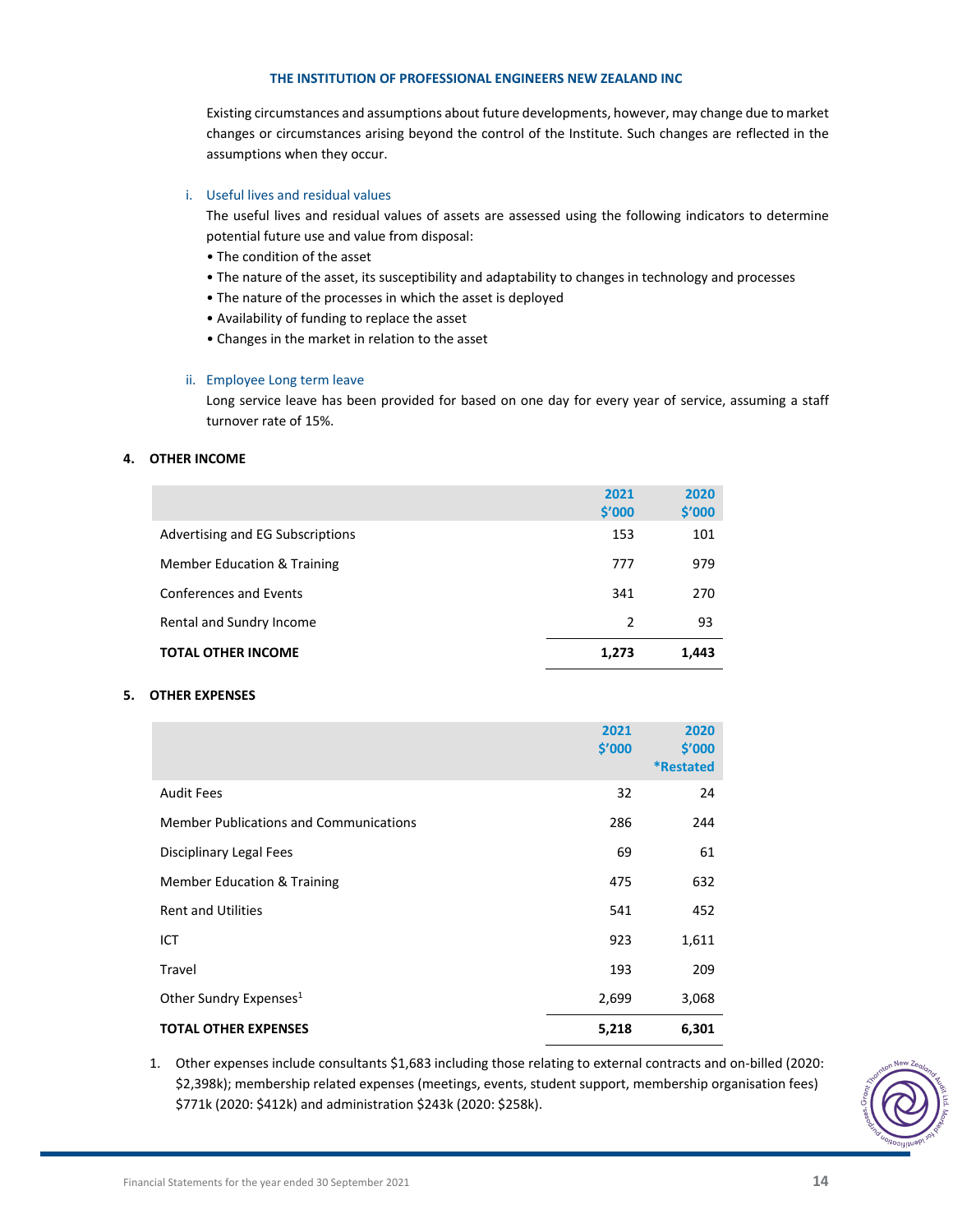Existing circumstances and assumptions about future developments, however, may change due to market changes or circumstances arising beyond the control of the Institute. Such changes are reflected in the assumptions when they occur.

i. Useful lives and residual values

The useful lives and residual values of assets are assessed using the following indicators to determine potential future use and value from disposal:

- The condition of the asset
- The nature of the asset, its susceptibility and adaptability to changes in technology and processes
- The nature of the processes in which the asset is deployed
- Availability of funding to replace the asset
- Changes in the market in relation to the asset

ii. Employee Long term leave

Long service leave has been provided for based on one day for every year of service, assuming a staff turnover rate of 15%.

## 4. OTHER INCOME

| | 2021 $'000 | 2020 $'000 |
|---|---|---|
| Advertising and EG Subscriptions | 153 | 101 |
| Member Education & Training | 777 | 979 |
| Conferences and Events | 341 | 270 |
| Rental and Sundry Income | 2 | 93 |
| **TOTAL OTHER INCOME** | **1,273** | **1,443** |

## 5. OTHER EXPENSES

| | 2021 $'000 | 2020 $'000 *Restated |
|---|---|---|
| Audit Fees | 32 | 24 |
| Member Publications and Communications | 286 | 244 |
| Disciplinary Legal Fees | 69 | 61 |
| Member Education & Training | 475 | 632 |
| Rent and Utilities | 541 | 452 |
| ICT | 923 | 1,611 |
| Travel | 193 | 209 |
| Other Sundry Expenses[1] | 2,699 | 3,068 |
| **TOTAL OTHER EXPENSES** | **5,218** | **6,301** |

1. Other expenses include consultants $1,683 including those relating to external contracts and on-billed (2020: $2,398k); membership related expenses (meetings, events, student support, membership organisation fees) $771k (2020: $412k) and administration $243k (2020: $258k).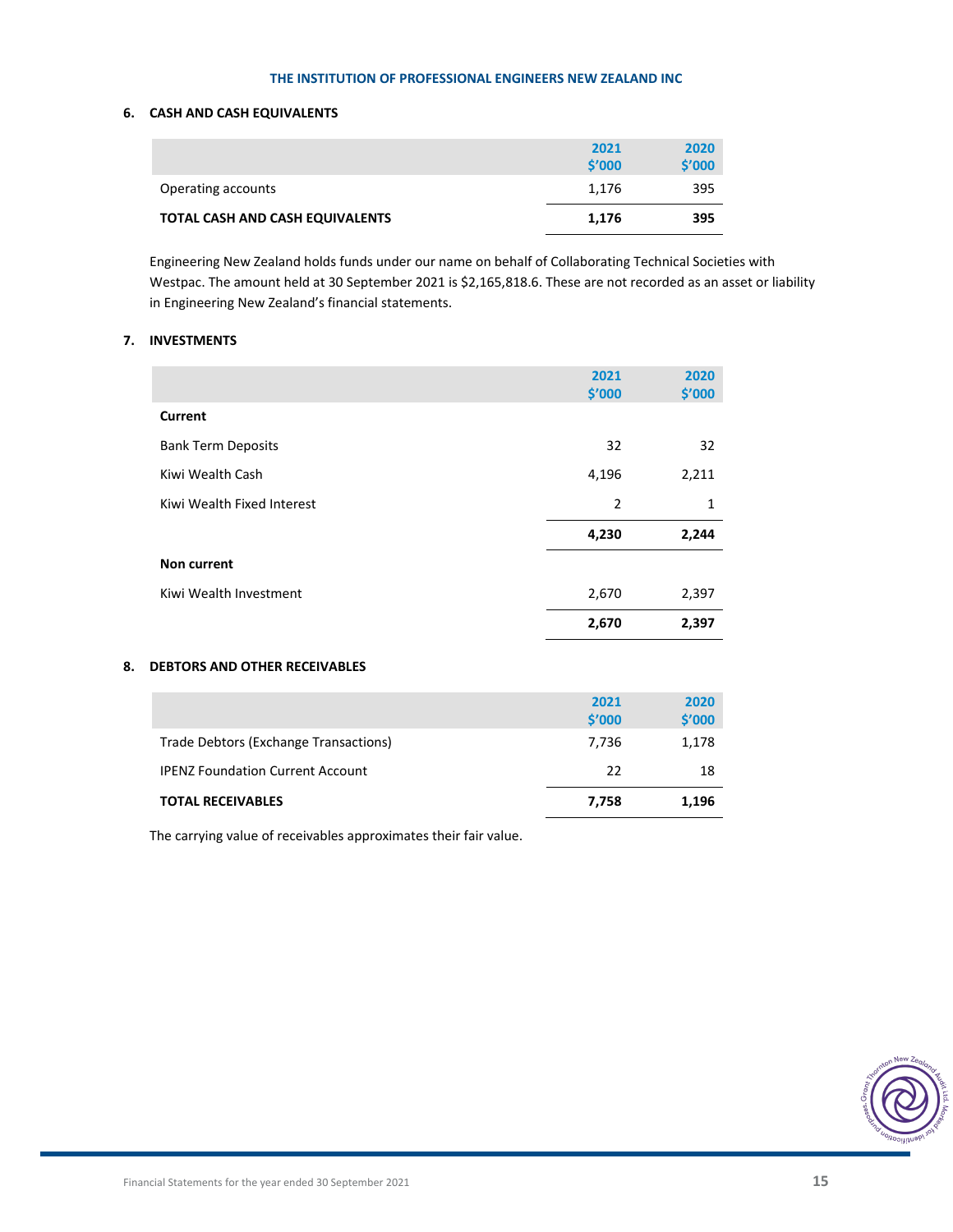### 6. CASH AND CASH EQUIVALENTS

| | 2021 $'000 | 2020 $'000 |
|---|---|---|
| Operating accounts | 1,176 | 395 |
| **TOTAL CASH AND CASH EQUIVALENTS** | **1,176** | **395** |

Engineering New Zealand holds funds under our name on behalf of Collaborating Technical Societies with Westpac. The amount held at 30 September 2021 is $2,165,818.6. These are not recorded as an asset or liability in Engineering New Zealand's financial statements.

### 7. INVESTMENTS

| | 2021 $'000 | 2020 $'000 |
|---|---|---|
| **Current** | | |
| Bank Term Deposits | 32 | 32 |
| Kiwi Wealth Cash | 4,196 | 2,211 |
| Kiwi Wealth Fixed Interest | 2 | 1 |
| | **4,230** | **2,244** |
| **Non current** | | |
| Kiwi Wealth Investment | 2,670 | 2,397 |
| | **2,670** | **2,397** |

### 8. DEBTORS AND OTHER RECEIVABLES

| | 2021 $'000 | 2020 $'000 |
|---|---|---|
| Trade Debtors (Exchange Transactions) | 7,736 | 1,178 |
| IPENZ Foundation Current Account | 22 | 18 |
| **TOTAL RECEIVABLES** | **7,758** | **1,196** |

The carrying value of receivables approximates their fair value.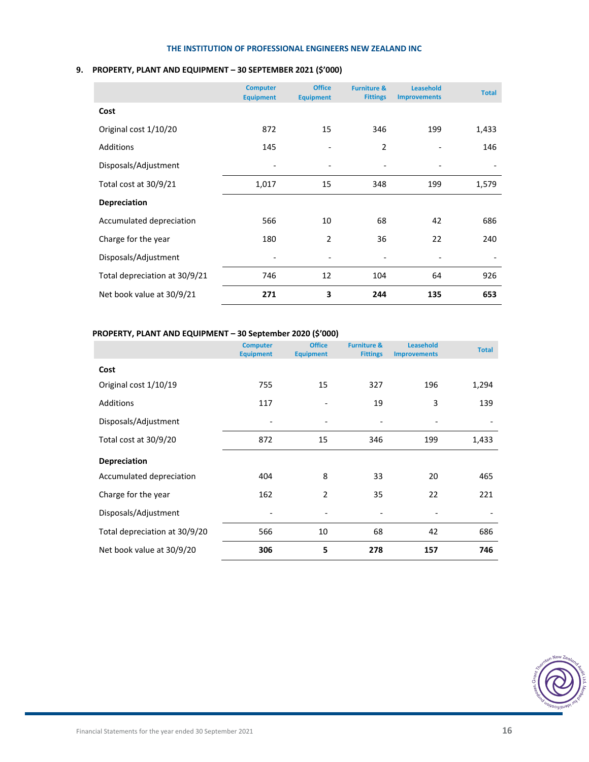## 9. PROPERTY, PLANT AND EQUIPMENT – 30 SEPTEMBER 2021 ($'000)

| | Computer Equipment | Office Equipment | Furniture & Fittings | Leasehold Improvements | Total |
|---|---|---|---|---|---|
| **Cost** | | | | | |
| Original cost 1/10/20 | 872 | 15 | 346 | 199 | 1,433 |
| Additions | 145 | - | 2 | - | 146 |
| Disposals/Adjustment | - | - | - | - | - |
| Total cost at 30/9/21 | 1,017 | 15 | 348 | 199 | 1,579 |
| **Depreciation** | | | | | |
| Accumulated depreciation | 566 | 10 | 68 | 42 | 686 |
| Charge for the year | 180 | 2 | 36 | 22 | 240 |
| Disposals/Adjustment | - | - | - | - | - |
| Total depreciation at 30/9/21 | 746 | 12 | 104 | 64 | 926 |
| Net book value at 30/9/21 | **271** | **3** | **244** | **135** | **653** |

## PROPERTY, PLANT AND EQUIPMENT – 30 September 2020 ($'000)

| | Computer Equipment | Office Equipment | Furniture & Fittings | Leasehold Improvements | Total |
|---|---|---|---|---|---|
| **Cost** | | | | | |
| Original cost 1/10/19 | 755 | 15 | 327 | 196 | 1,294 |
| Additions | 117 | - | 19 | 3 | 139 |
| Disposals/Adjustment | - | - | - | - | - |
| Total cost at 30/9/20 | 872 | 15 | 346 | 199 | 1,433 |
| **Depreciation** | | | | | |
| Accumulated depreciation | 404 | 8 | 33 | 20 | 465 |
| Charge for the year | 162 | 2 | 35 | 22 | 221 |
| Disposals/Adjustment | - | - | - | - | - |
| Total depreciation at 30/9/20 | 566 | 10 | 68 | 42 | 686 |
| Net book value at 30/9/20 | **306** | **5** | **278** | **157** | **746** |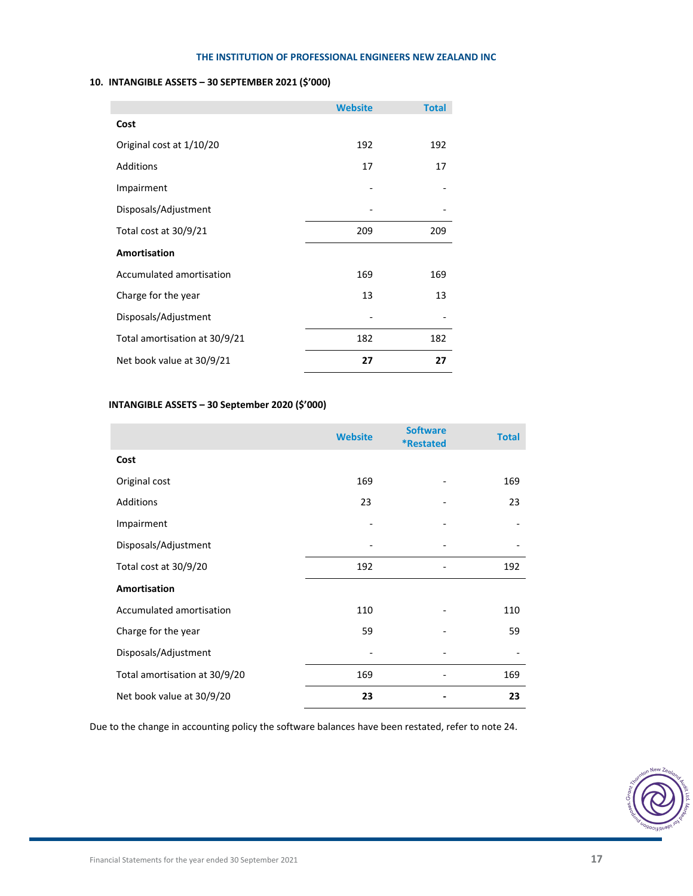## 10. INTANGIBLE ASSETS – 30 SEPTEMBER 2021 ($'000)

| | Website | Total |
|---|---|---|
| **Cost** | | |
| Original cost at 1/10/20 | 192 | 192 |
| Additions | 17 | 17 |
| Impairment | - | - |
| Disposals/Adjustment | - | - |
| Total cost at 30/9/21 | 209 | 209 |
| **Amortisation** | | |
| Accumulated amortisation | 169 | 169 |
| Charge for the year | 13 | 13 |
| Disposals/Adjustment | - | - |
| Total amortisation at 30/9/21 | 182 | 182 |
| Net book value at 30/9/21 | **27** | **27** |

### INTANGIBLE ASSETS – 30 September 2020 ($'000)

| | Website | Software *Restated | Total |
|---|---|---|---|
| **Cost** | | | |
| Original cost | 169 | - | 169 |
| Additions | 23 | - | 23 |
| Impairment | - | - | - |
| Disposals/Adjustment | - | - | - |
| Total cost at 30/9/20 | 192 | - | 192 |
| **Amortisation** | | | |
| Accumulated amortisation | 110 | - | 110 |
| Charge for the year | 59 | - | 59 |
| Disposals/Adjustment | - | - | - |
| Total amortisation at 30/9/20 | 169 | - | 169 |
| Net book value at 30/9/20 | **23** | **-** | **23** |

Due to the change in accounting policy the software balances have been restated, refer to note 24.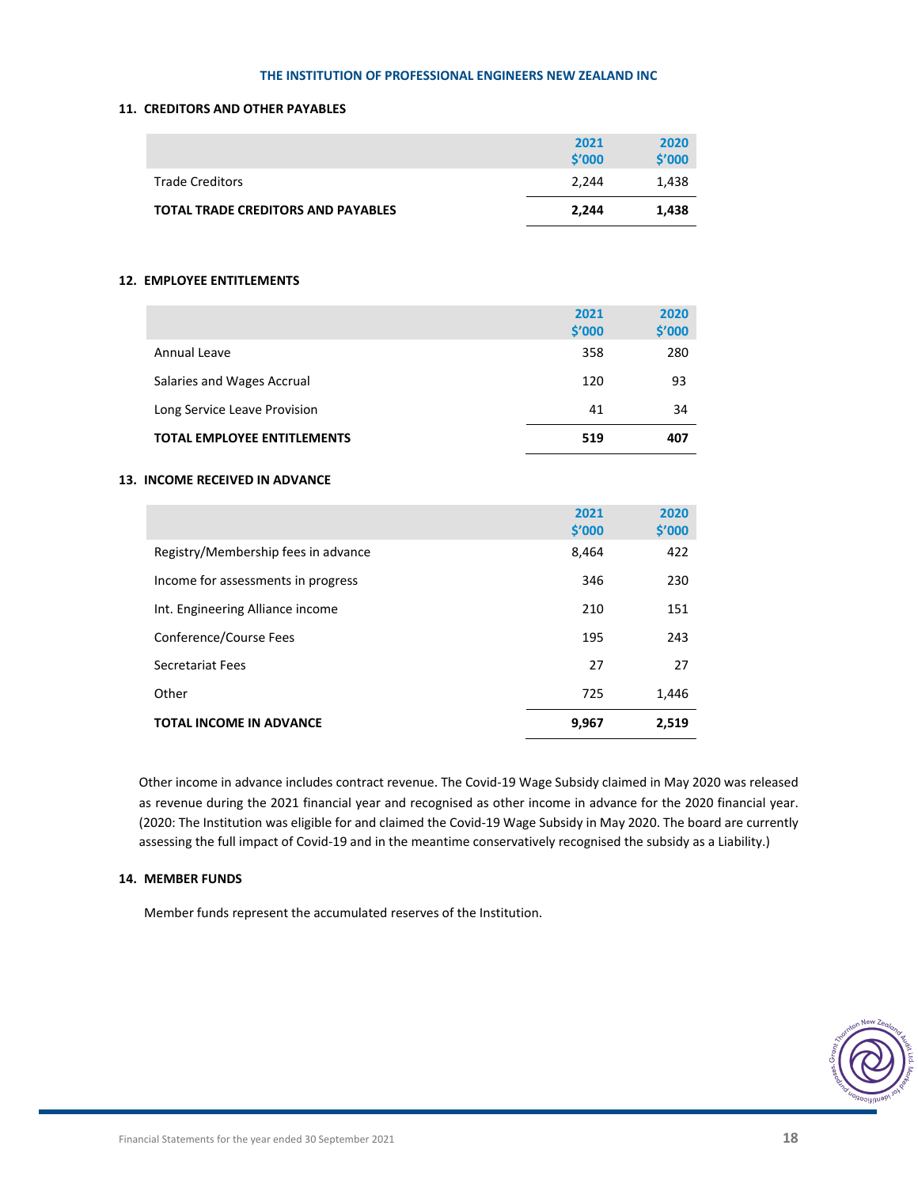## 11. CREDITORS AND OTHER PAYABLES

| | 2021 $'000 | 2020 $'000 |
|---|---|---|
| Trade Creditors | 2,244 | 1,438 |
| **TOTAL TRADE CREDITORS AND PAYABLES** | **2,244** | **1,438** |

## 12. EMPLOYEE ENTITLEMENTS

| | 2021 $'000 | 2020 $'000 |
|---|---|---|
| Annual Leave | 358 | 280 |
| Salaries and Wages Accrual | 120 | 93 |
| Long Service Leave Provision | 41 | 34 |
| **TOTAL EMPLOYEE ENTITLEMENTS** | **519** | **407** |

## 13. INCOME RECEIVED IN ADVANCE

| | 2021 $'000 | 2020 $'000 |
|---|---|---|
| Registry/Membership fees in advance | 8,464 | 422 |
| Income for assessments in progress | 346 | 230 |
| Int. Engineering Alliance income | 210 | 151 |
| Conference/Course Fees | 195 | 243 |
| Secretariat Fees | 27 | 27 |
| Other | 725 | 1,446 |
| **TOTAL INCOME IN ADVANCE** | **9,967** | **2,519** |

Other income in advance includes contract revenue. The Covid-19 Wage Subsidy claimed in May 2020 was released as revenue during the 2021 financial year and recognised as other income in advance for the 2020 financial year. (2020: The Institution was eligible for and claimed the Covid-19 Wage Subsidy in May 2020. The board are currently assessing the full impact of Covid-19 and in the meantime conservatively recognised the subsidy as a Liability.)

## 14. MEMBER FUNDS

Member funds represent the accumulated reserves of the Institution.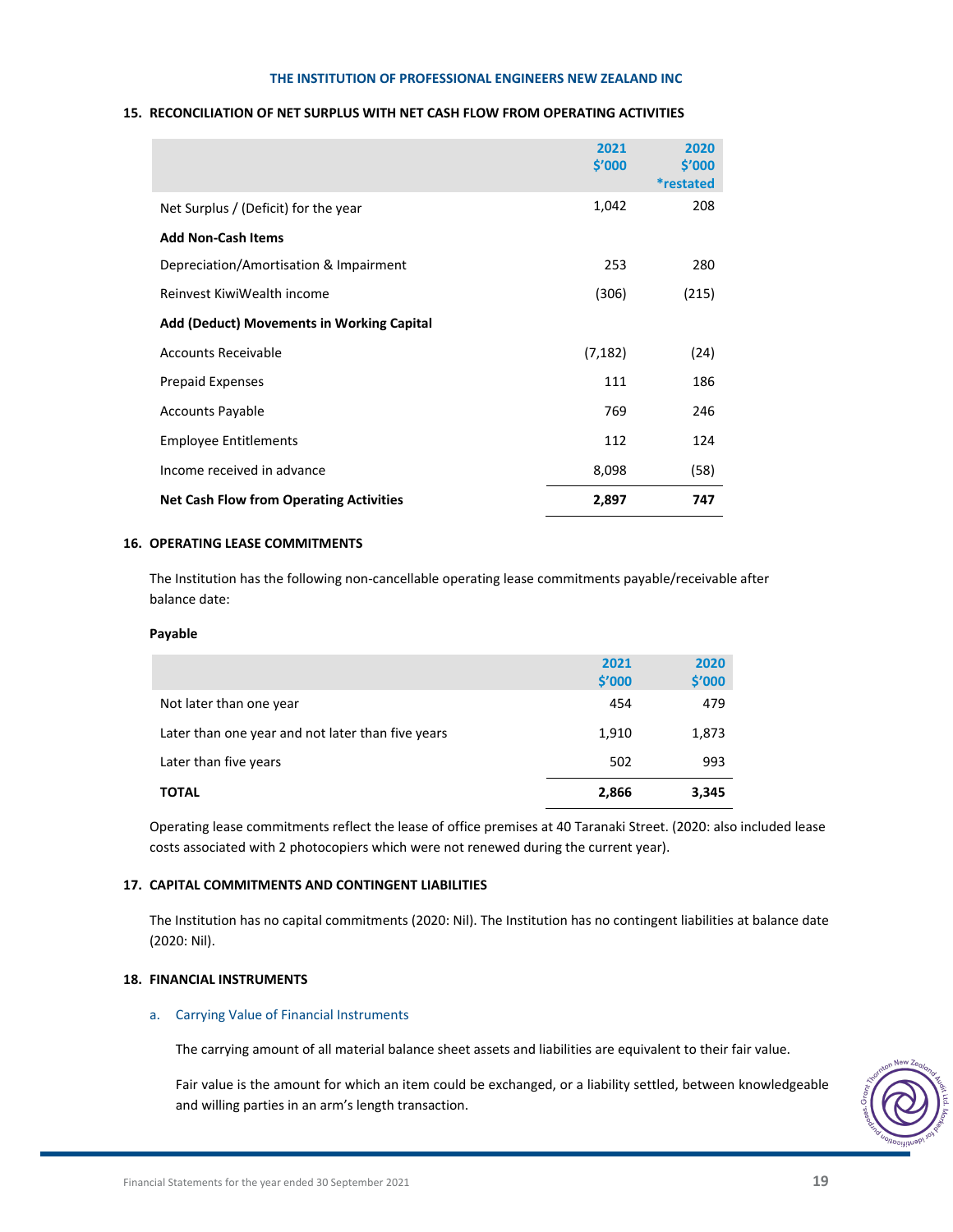## 15. RECONCILIATION OF NET SURPLUS WITH NET CASH FLOW FROM OPERATING ACTIVITIES

| | 2021 $'000 | 2020 $'000 *restated |
|---|---|---|
| Net Surplus / (Deficit) for the year | 1,042 | 208 |
| **Add Non-Cash Items** | | |
| Depreciation/Amortisation & Impairment | 253 | 280 |
| Reinvest KiwiWealth income | (306) | (215) |
| **Add (Deduct) Movements in Working Capital** | | |
| Accounts Receivable | (7,182) | (24) |
| Prepaid Expenses | 111 | 186 |
| Accounts Payable | 769 | 246 |
| Employee Entitlements | 112 | 124 |
| Income received in advance | 8,098 | (58) |
| **Net Cash Flow from Operating Activities** | **2,897** | **747** |

## 16. OPERATING LEASE COMMITMENTS

The Institution has the following non-cancellable operating lease commitments payable/receivable after balance date:

**Payable**

| | 2021 $'000 | 2020 $'000 |
|---|---|---|
| Not later than one year | 454 | 479 |
| Later than one year and not later than five years | 1,910 | 1,873 |
| Later than five years | 502 | 993 |
| **TOTAL** | **2,866** | **3,345** |

Operating lease commitments reflect the lease of office premises at 40 Taranaki Street. (2020: also included lease costs associated with 2 photocopiers which were not renewed during the current year).

## 17. CAPITAL COMMITMENTS AND CONTINGENT LIABILITIES

The Institution has no capital commitments (2020: Nil). The Institution has no contingent liabilities at balance date (2020: Nil).

## 18. FINANCIAL INSTRUMENTS

### a. Carrying Value of Financial Instruments

The carrying amount of all material balance sheet assets and liabilities are equivalent to their fair value.

Fair value is the amount for which an item could be exchanged, or a liability settled, between knowledgeable and willing parties in an arm's length transaction.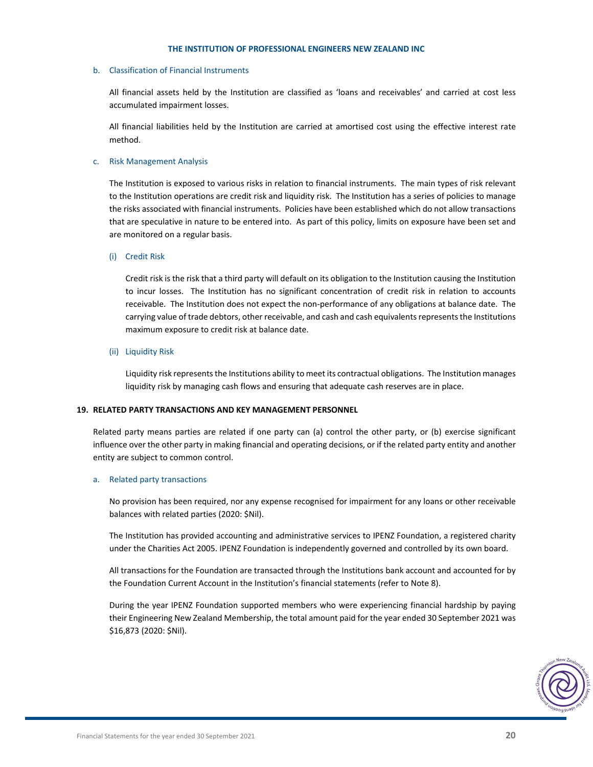b. Classification of Financial Instruments

All financial assets held by the Institution are classified as 'loans and receivables' and carried at cost less accumulated impairment losses.

All financial liabilities held by the Institution are carried at amortised cost using the effective interest rate method.

c. Risk Management Analysis

The Institution is exposed to various risks in relation to financial instruments. The main types of risk relevant to the Institution operations are credit risk and liquidity risk. The Institution has a series of policies to manage the risks associated with financial instruments. Policies have been established which do not allow transactions that are speculative in nature to be entered into. As part of this policy, limits on exposure have been set and are monitored on a regular basis.

(i) Credit Risk

Credit risk is the risk that a third party will default on its obligation to the Institution causing the Institution to incur losses. The Institution has no significant concentration of credit risk in relation to accounts receivable. The Institution does not expect the non-performance of any obligations at balance date. The carrying value of trade debtors, other receivable, and cash and cash equivalents represents the Institutions maximum exposure to credit risk at balance date.

(ii) Liquidity Risk

Liquidity risk represents the Institutions ability to meet its contractual obligations. The Institution manages liquidity risk by managing cash flows and ensuring that adequate cash reserves are in place.

## 19. RELATED PARTY TRANSACTIONS AND KEY MANAGEMENT PERSONNEL

Related party means parties are related if one party can (a) control the other party, or (b) exercise significant influence over the other party in making financial and operating decisions, or if the related party entity and another entity are subject to common control.

a. Related party transactions

No provision has been required, nor any expense recognised for impairment for any loans or other receivable balances with related parties (2020: $Nil).

The Institution has provided accounting and administrative services to IPENZ Foundation, a registered charity under the Charities Act 2005. IPENZ Foundation is independently governed and controlled by its own board.

All transactions for the Foundation are transacted through the Institutions bank account and accounted for by the Foundation Current Account in the Institution's financial statements (refer to Note 8).

During the year IPENZ Foundation supported members who were experiencing financial hardship by paying their Engineering New Zealand Membership, the total amount paid for the year ended 30 September 2021 was $16,873 (2020: $Nil).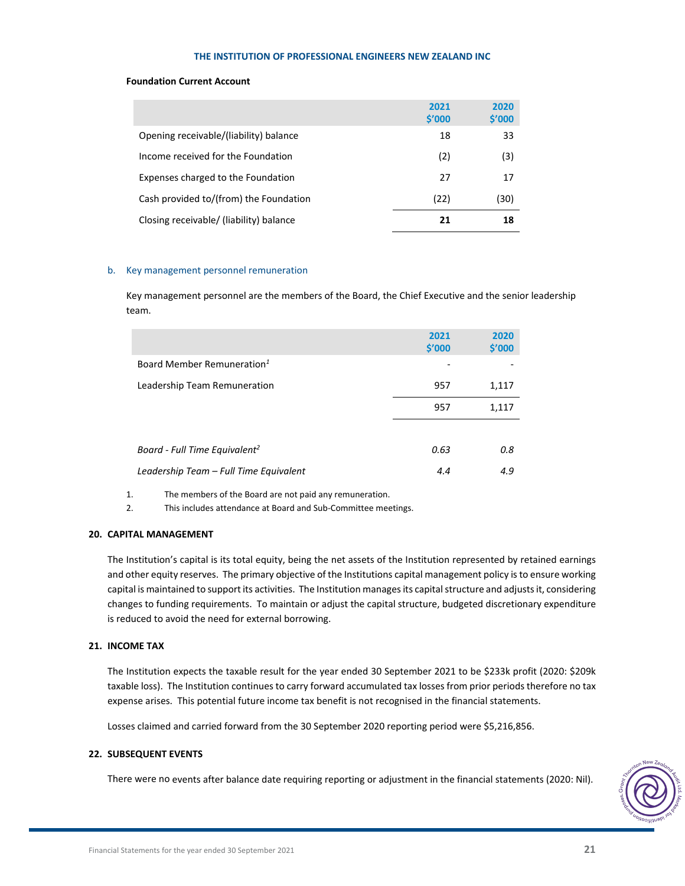**Foundation Current Account**

| | 2021 $'000 | 2020 $'000 |
|---|---|---|
| Opening receivable/(liability) balance | 18 | 33 |
| Income received for the Foundation | (2) | (3) |
| Expenses charged to the Foundation | 27 | 17 |
| Cash provided to/(from) the Foundation | (22) | (30) |
| Closing receivable/ (liability) balance | **21** | **18** |

b. Key management personnel remuneration

Key management personnel are the members of the Board, the Chief Executive and the senior leadership team.

| | 2021 $'000 | 2020 $'000 |
|---|---|---|
| Board Member Remuneration[1] | - | - |
| Leadership Team Remuneration | 957 | 1,117 |
| | 957 | 1,117 |
| *Board - Full Time Equivalent*[2] | *0.63* | *0.8* |
| *Leadership Team – Full Time Equivalent* | *4.4* | *4.9* |

1. The members of the Board are not paid any remuneration.
2. This includes attendance at Board and Sub-Committee meetings.

## 20. CAPITAL MANAGEMENT

The Institution's capital is its total equity, being the net assets of the Institution represented by retained earnings and other equity reserves. The primary objective of the Institutions capital management policy is to ensure working capital is maintained to support its activities. The Institution manages its capital structure and adjusts it, considering changes to funding requirements. To maintain or adjust the capital structure, budgeted discretionary expenditure is reduced to avoid the need for external borrowing.

## 21. INCOME TAX

The Institution expects the taxable result for the year ended 30 September 2021 to be $233k profit (2020: $209k taxable loss). The Institution continues to carry forward accumulated tax losses from prior periods therefore no tax expense arises. This potential future income tax benefit is not recognised in the financial statements.

Losses claimed and carried forward from the 30 September 2020 reporting period were $5,216,856.

## 22. SUBSEQUENT EVENTS

There were no events after balance date requiring reporting or adjustment in the financial statements (2020: Nil).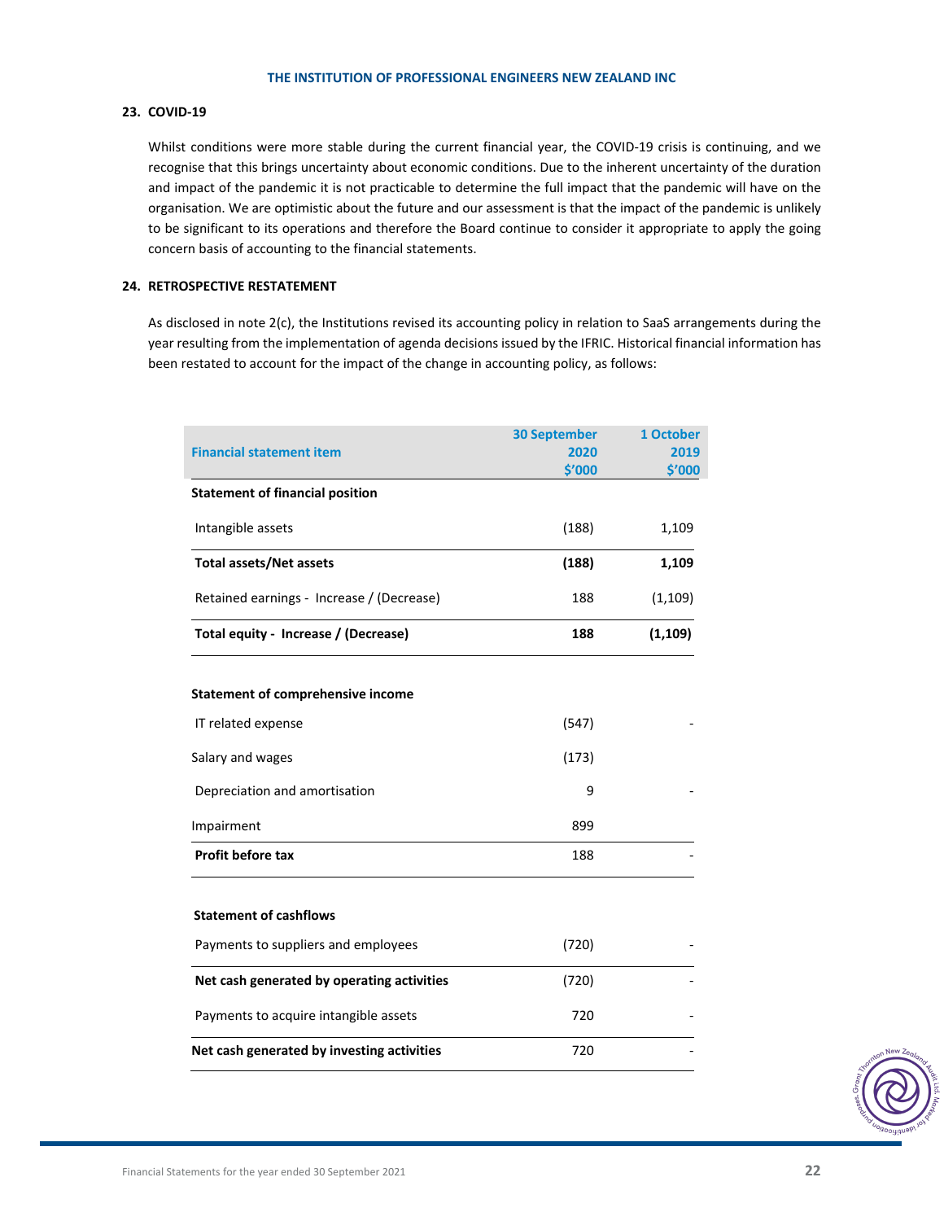## 23. COVID-19

Whilst conditions were more stable during the current financial year, the COVID-19 crisis is continuing, and we recognise that this brings uncertainty about economic conditions. Due to the inherent uncertainty of the duration and impact of the pandemic it is not practicable to determine the full impact that the pandemic will have on the organisation. We are optimistic about the future and our assessment is that the impact of the pandemic is unlikely to be significant to its operations and therefore the Board continue to consider it appropriate to apply the going concern basis of accounting to the financial statements.

## 24. RETROSPECTIVE RESTATEMENT

As disclosed in note 2(c), the Institutions revised its accounting policy in relation to SaaS arrangements during the year resulting from the implementation of agenda decisions issued by the IFRIC. Historical financial information has been restated to account for the impact of the change in accounting policy, as follows:

| Financial statement item | 30 September 2020 $'000 | 1 October 2019 $'000 |
|---|---|---|
| **Statement of financial position** | | |
| Intangible assets | (188) | 1,109 |
| **Total assets/Net assets** | **(188)** | **1,109** |
| Retained earnings - Increase / (Decrease) | 188 | (1,109) |
| **Total equity - Increase / (Decrease)** | **188** | **(1,109)** |
| | | |
| **Statement of comprehensive income** | | |
| IT related expense | (547) | - |
| Salary and wages | (173) | |
| Depreciation and amortisation | 9 | - |
| Impairment | 899 | |
| **Profit before tax** | 188 | - |
| | | |
| **Statement of cashflows** | | |
| Payments to suppliers and employees | (720) | - |
| **Net cash generated by operating activities** | (720) | - |
| Payments to acquire intangible assets | 720 | - |
| **Net cash generated by investing activities** | 720 | - |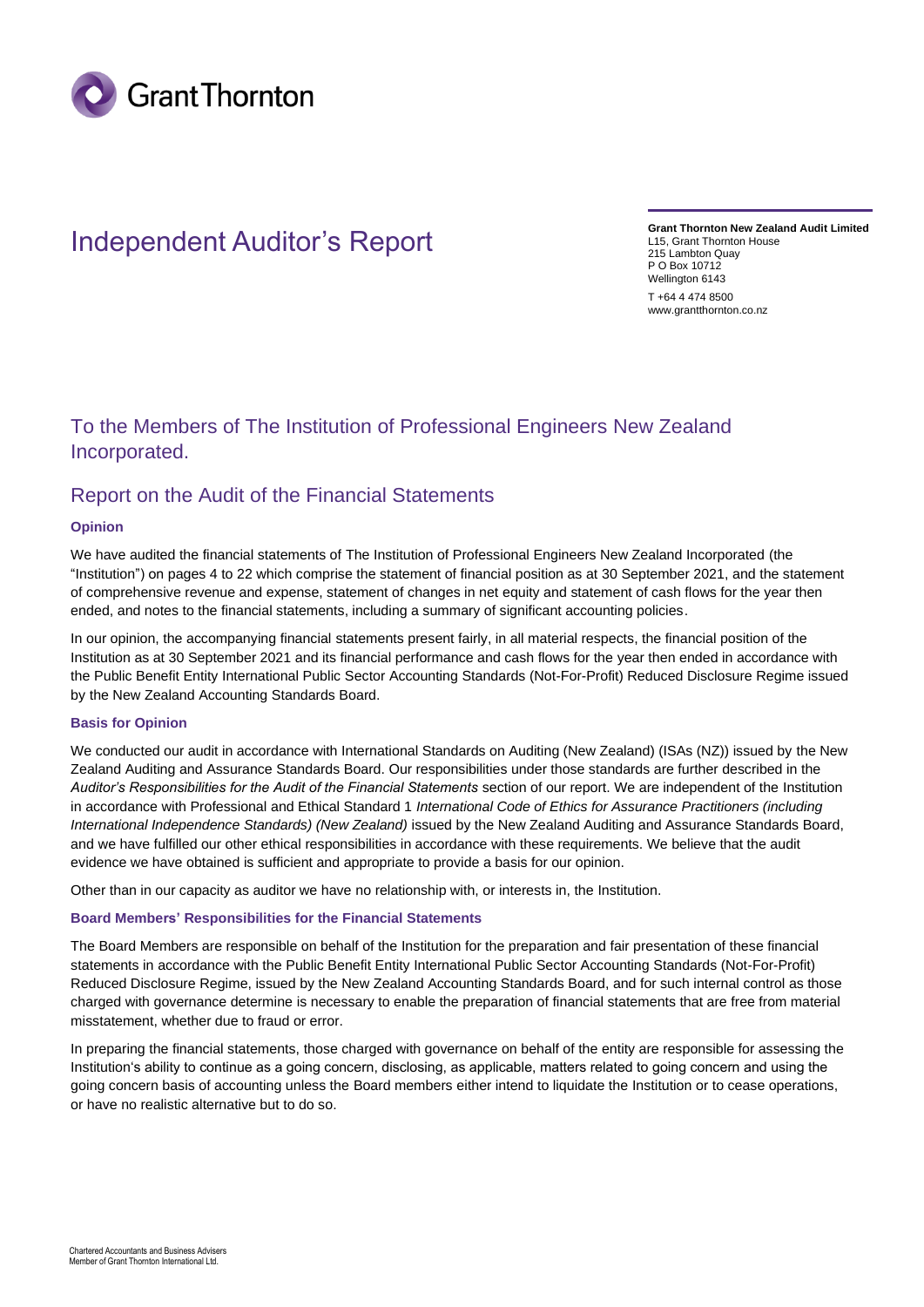Grant Thornton

# Independent Auditor's Report

**Grant Thornton New Zealand Audit Limited**
L15, Grant Thornton House
215 Lambton Quay
P O Box 10712
Wellington 6143
T +64 4 474 8500
www.grantthornton.co.nz

## To the Members of The Institution of Professional Engineers New Zealand Incorporated.

## Report on the Audit of the Financial Statements

### Opinion

We have audited the financial statements of The Institution of Professional Engineers New Zealand Incorporated (the "Institution") on pages 4 to 22 which comprise the statement of financial position as at 30 September 2021, and the statement of comprehensive revenue and expense, statement of changes in net equity and statement of cash flows for the year then ended, and notes to the financial statements, including a summary of significant accounting policies.

In our opinion, the accompanying financial statements present fairly, in all material respects, the financial position of the Institution as at 30 September 2021 and its financial performance and cash flows for the year then ended in accordance with the Public Benefit Entity International Public Sector Accounting Standards (Not-For-Profit) Reduced Disclosure Regime issued by the New Zealand Accounting Standards Board.

### Basis for Opinion

We conducted our audit in accordance with International Standards on Auditing (New Zealand) (ISAs (NZ)) issued by the New Zealand Auditing and Assurance Standards Board. Our responsibilities under those standards are further described in the *Auditor's Responsibilities for the Audit of the Financial Statements* section of our report. We are independent of the Institution in accordance with Professional and Ethical Standard 1 *International Code of Ethics for Assurance Practitioners (including International Independence Standards) (New Zealand)* issued by the New Zealand Auditing and Assurance Standards Board, and we have fulfilled our other ethical responsibilities in accordance with these requirements. We believe that the audit evidence we have obtained is sufficient and appropriate to provide a basis for our opinion.

Other than in our capacity as auditor we have no relationship with, or interests in, the Institution.

### Board Members' Responsibilities for the Financial Statements

The Board Members are responsible on behalf of the Institution for the preparation and fair presentation of these financial statements in accordance with the Public Benefit Entity International Public Sector Accounting Standards (Not-For-Profit) Reduced Disclosure Regime, issued by the New Zealand Accounting Standards Board, and for such internal control as those charged with governance determine is necessary to enable the preparation of financial statements that are free from material misstatement, whether due to fraud or error.

In preparing the financial statements, those charged with governance on behalf of the entity are responsible for assessing the Institution's ability to continue as a going concern, disclosing, as applicable, matters related to going concern and using the going concern basis of accounting unless the Board members either intend to liquidate the Institution or to cease operations, or have no realistic alternative but to do so.

Chartered Accountants and Business Advisers
Member of Grant Thornton International Ltd.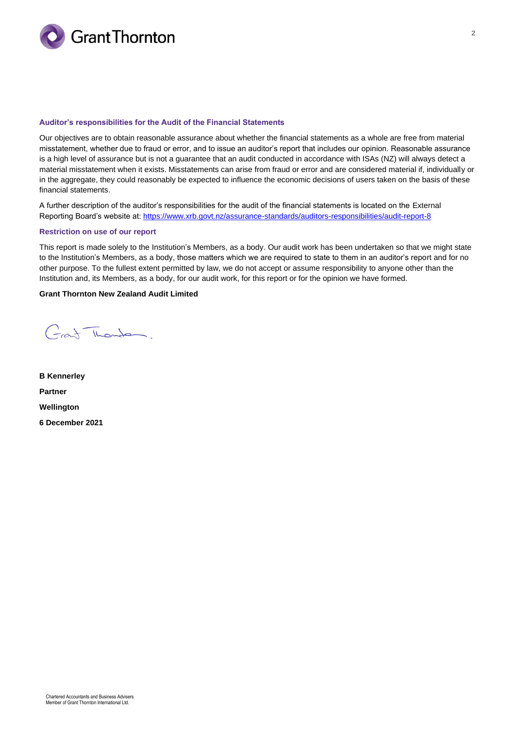### Auditor's responsibilities for the Audit of the Financial Statements

Our objectives are to obtain reasonable assurance about whether the financial statements as a whole are free from material misstatement, whether due to fraud or error, and to issue an auditor's report that includes our opinion. Reasonable assurance is a high level of assurance but is not a guarantee that an audit conducted in accordance with ISAs (NZ) will always detect a material misstatement when it exists. Misstatements can arise from fraud or error and are considered material if, individually or in the aggregate, they could reasonably be expected to influence the economic decisions of users taken on the basis of these financial statements.

A further description of the auditor's responsibilities for the audit of the financial statements is located on the External Reporting Board's website at: https://www.xrb.govt.nz/assurance-standards/auditors-responsibilities/audit-report-8

### Restriction on use of our report

This report is made solely to the Institution's Members, as a body. Our audit work has been undertaken so that we might state to the Institution's Members, as a body, those matters which we are required to state to them in an auditor's report and for no other purpose. To the fullest extent permitted by law, we do not accept or assume responsibility to anyone other than the Institution and, its Members, as a body, for our audit work, for this report or for the opinion we have formed.

**Grant Thornton New Zealand Audit Limited**

Grant Thornton

**B Kennerley**

**Partner**

**Wellington**

**6 December 2021**

Chartered Accountants and Business Advisers
Member of Grant Thornton International Ltd.